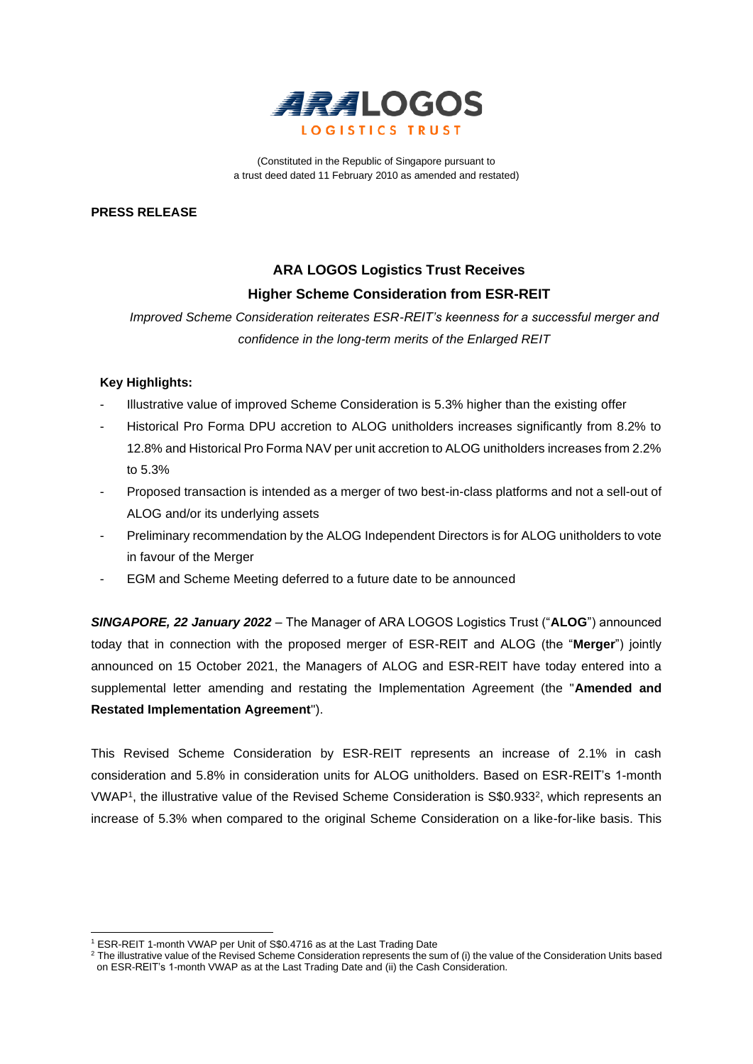**ARA LOGOS**

**LOGISTICS TRUST**

(Constituted in the Republic of Singapore pursuant to
a trust deed dated 11 February 2010 as amended and restated)

**PRESS RELEASE**

## ARA LOGOS Logistics Trust Receives Higher Scheme Consideration from ESR-REIT

*Improved Scheme Consideration reiterates ESR-REIT's keenness for a successful merger and confidence in the long-term merits of the Enlarged REIT*

**Key Highlights:**

- Illustrative value of improved Scheme Consideration is 5.3% higher than the existing offer
- Historical Pro Forma DPU accretion to ALOG unitholders increases significantly from 8.2% to 12.8% and Historical Pro Forma NAV per unit accretion to ALOG unitholders increases from 2.2% to 5.3%
- Proposed transaction is intended as a merger of two best-in-class platforms and not a sell-out of ALOG and/or its underlying assets
- Preliminary recommendation by the ALOG Independent Directors is for ALOG unitholders to vote in favour of the Merger
- EGM and Scheme Meeting deferred to a future date to be announced

***SINGAPORE, 22 January 2022*** – The Manager of ARA LOGOS Logistics Trust ("**ALOG**") announced today that in connection with the proposed merger of ESR-REIT and ALOG (the "**Merger**") jointly announced on 15 October 2021, the Managers of ALOG and ESR-REIT have today entered into a supplemental letter amending and restating the Implementation Agreement (the "**Amended and Restated Implementation Agreement**").

This Revised Scheme Consideration by ESR-REIT represents an increase of 2.1% in cash consideration and 5.8% in consideration units for ALOG unitholders. Based on ESR-REIT's 1-month VWAP[1], the illustrative value of the Revised Scheme Consideration is S$0.933[2], which represents an increase of 5.3% when compared to the original Scheme Consideration on a like-for-like basis. This

---

[1] ESR-REIT 1-month VWAP per Unit of S$0.4716 as at the Last Trading Date

[2] The illustrative value of the Revised Scheme Consideration represents the sum of (i) the value of the Consideration Units based on ESR-REIT's 1-month VWAP as at the Last Trading Date and (ii) the Cash Consideration.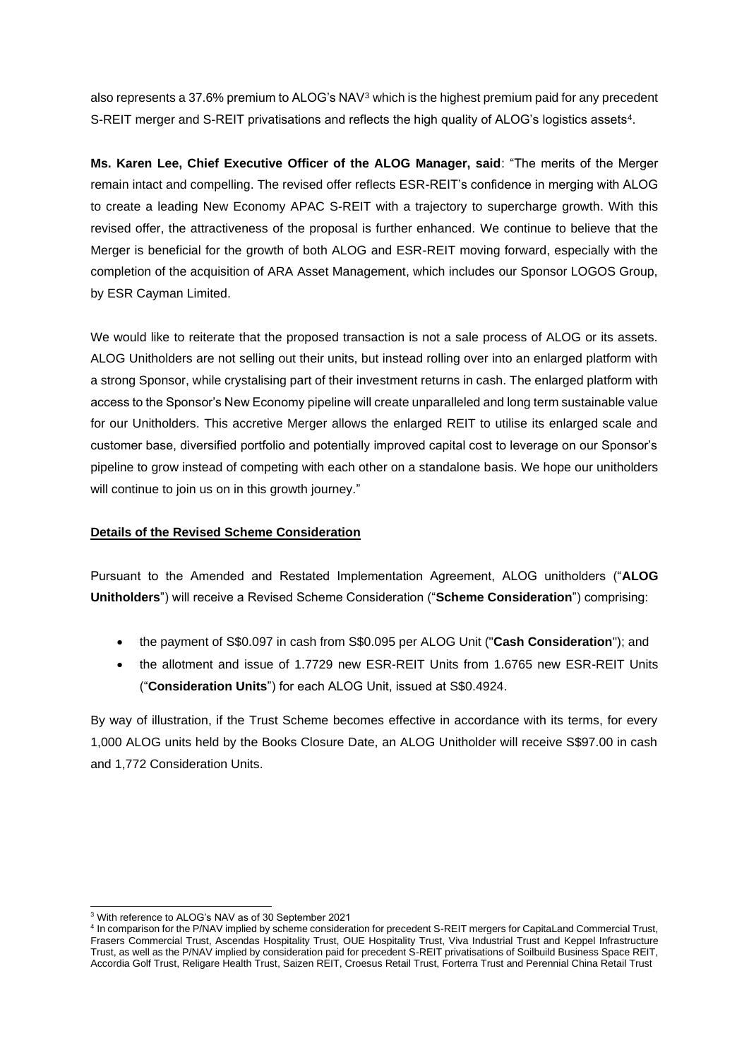also represents a 37.6% premium to ALOG's NAV[3] which is the highest premium paid for any precedent S-REIT merger and S-REIT privatisations and reflects the high quality of ALOG's logistics assets[4].

**Ms. Karen Lee, Chief Executive Officer of the ALOG Manager, said**: "The merits of the Merger remain intact and compelling. The revised offer reflects ESR-REIT's confidence in merging with ALOG to create a leading New Economy APAC S-REIT with a trajectory to supercharge growth. With this revised offer, the attractiveness of the proposal is further enhanced. We continue to believe that the Merger is beneficial for the growth of both ALOG and ESR-REIT moving forward, especially with the completion of the acquisition of ARA Asset Management, which includes our Sponsor LOGOS Group, by ESR Cayman Limited.

We would like to reiterate that the proposed transaction is not a sale process of ALOG or its assets. ALOG Unitholders are not selling out their units, but instead rolling over into an enlarged platform with a strong Sponsor, while crystalising part of their investment returns in cash. The enlarged platform with access to the Sponsor's New Economy pipeline will create unparalleled and long term sustainable value for our Unitholders. This accretive Merger allows the enlarged REIT to utilise its enlarged scale and customer base, diversified portfolio and potentially improved capital cost to leverage on our Sponsor's pipeline to grow instead of competing with each other on a standalone basis. We hope our unitholders will continue to join us on in this growth journey."

**Details of the Revised Scheme Consideration**

Pursuant to the Amended and Restated Implementation Agreement, ALOG unitholders ("**ALOG Unitholders**") will receive a Revised Scheme Consideration ("**Scheme Consideration**") comprising:

- the payment of S$0.097 in cash from S$0.095 per ALOG Unit ("**Cash Consideration**"); and
- the allotment and issue of 1.7729 new ESR-REIT Units from 1.6765 new ESR-REIT Units ("**Consideration Units**") for each ALOG Unit, issued at S$0.4924.

By way of illustration, if the Trust Scheme becomes effective in accordance with its terms, for every 1,000 ALOG units held by the Books Closure Date, an ALOG Unitholder will receive S$97.00 in cash and 1,772 Consideration Units.

---

[3] With reference to ALOG's NAV as of 30 September 2021

[4] In comparison for the P/NAV implied by scheme consideration for precedent S-REIT mergers for CapitaLand Commercial Trust, Frasers Commercial Trust, Ascendas Hospitality Trust, OUE Hospitality Trust, Viva Industrial Trust and Keppel Infrastructure Trust, as well as the P/NAV implied by consideration paid for precedent S-REIT privatisations of Soilbuild Business Space REIT, Accordia Golf Trust, Religare Health Trust, Saizen REIT, Croesus Retail Trust, Forterra Trust and Perennial China Retail Trust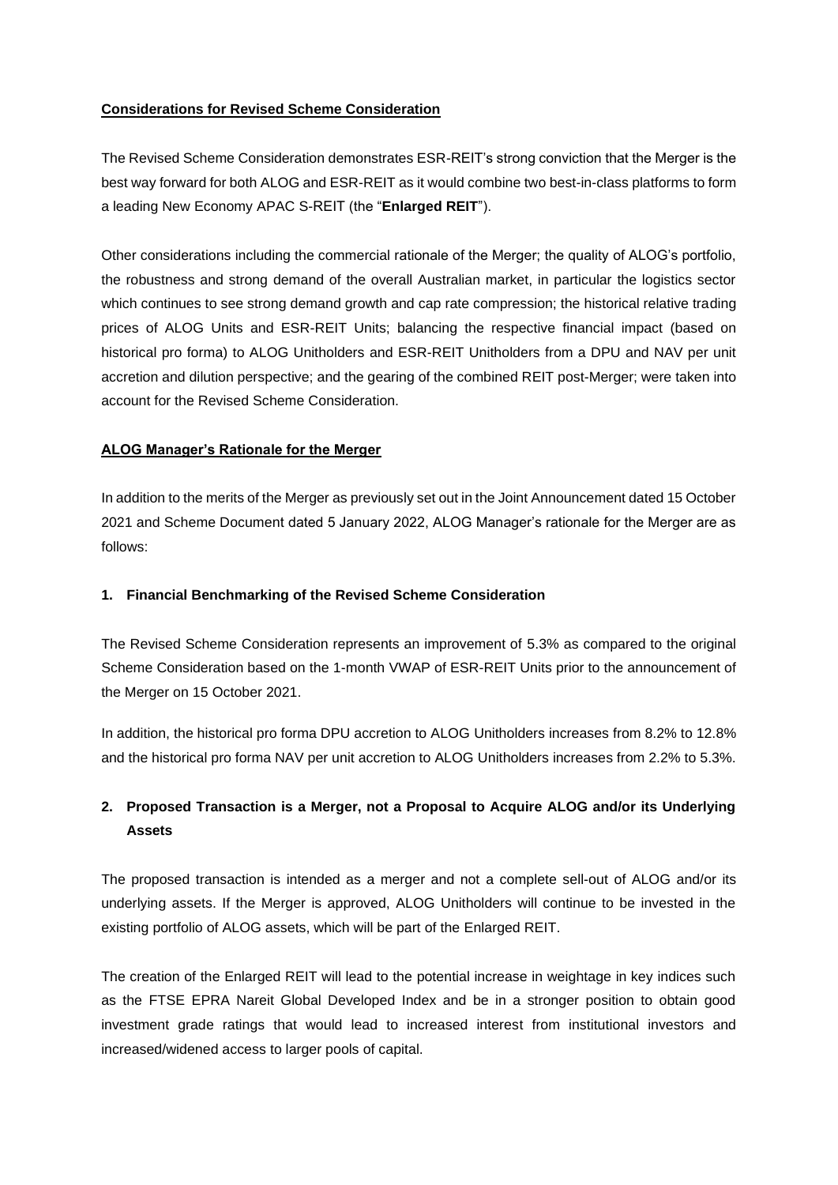**Considerations for Revised Scheme Consideration**

The Revised Scheme Consideration demonstrates ESR-REIT's strong conviction that the Merger is the best way forward for both ALOG and ESR-REIT as it would combine two best-in-class platforms to form a leading New Economy APAC S-REIT (the "**Enlarged REIT**").

Other considerations including the commercial rationale of the Merger; the quality of ALOG's portfolio, the robustness and strong demand of the overall Australian market, in particular the logistics sector which continues to see strong demand growth and cap rate compression; the historical relative trading prices of ALOG Units and ESR-REIT Units; balancing the respective financial impact (based on historical pro forma) to ALOG Unitholders and ESR-REIT Unitholders from a DPU and NAV per unit accretion and dilution perspective; and the gearing of the combined REIT post-Merger; were taken into account for the Revised Scheme Consideration.

**ALOG Manager's Rationale for the Merger**

In addition to the merits of the Merger as previously set out in the Joint Announcement dated 15 October 2021 and Scheme Document dated 5 January 2022, ALOG Manager's rationale for the Merger are as follows:

**1. Financial Benchmarking of the Revised Scheme Consideration**

The Revised Scheme Consideration represents an improvement of 5.3% as compared to the original Scheme Consideration based on the 1-month VWAP of ESR-REIT Units prior to the announcement of the Merger on 15 October 2021.

In addition, the historical pro forma DPU accretion to ALOG Unitholders increases from 8.2% to 12.8% and the historical pro forma NAV per unit accretion to ALOG Unitholders increases from 2.2% to 5.3%.

**2. Proposed Transaction is a Merger, not a Proposal to Acquire ALOG and/or its Underlying Assets**

The proposed transaction is intended as a merger and not a complete sell-out of ALOG and/or its underlying assets. If the Merger is approved, ALOG Unitholders will continue to be invested in the existing portfolio of ALOG assets, which will be part of the Enlarged REIT.

The creation of the Enlarged REIT will lead to the potential increase in weightage in key indices such as the FTSE EPRA Nareit Global Developed Index and be in a stronger position to obtain good investment grade ratings that would lead to increased interest from institutional investors and increased/widened access to larger pools of capital.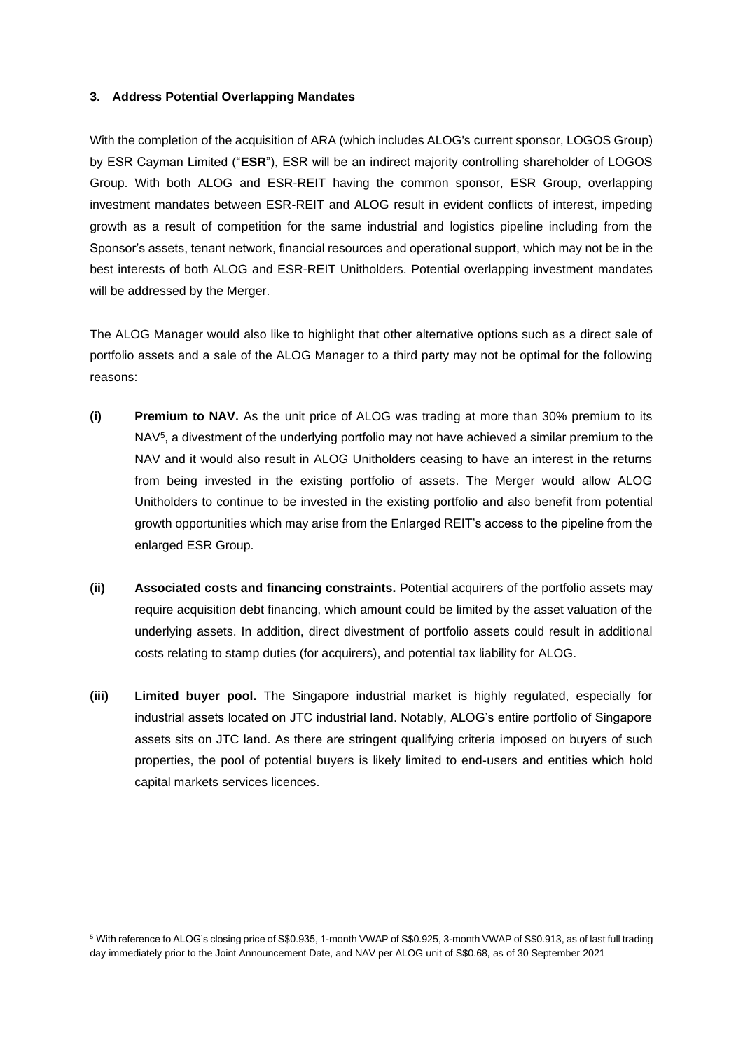### 3. Address Potential Overlapping Mandates

With the completion of the acquisition of ARA (which includes ALOG's current sponsor, LOGOS Group) by ESR Cayman Limited ("**ESR**"), ESR will be an indirect majority controlling shareholder of LOGOS Group. With both ALOG and ESR-REIT having the common sponsor, ESR Group, overlapping investment mandates between ESR-REIT and ALOG result in evident conflicts of interest, impeding growth as a result of competition for the same industrial and logistics pipeline including from the Sponsor's assets, tenant network, financial resources and operational support, which may not be in the best interests of both ALOG and ESR-REIT Unitholders. Potential overlapping investment mandates will be addressed by the Merger.

The ALOG Manager would also like to highlight that other alternative options such as a direct sale of portfolio assets and a sale of the ALOG Manager to a third party may not be optimal for the following reasons:

**(i) Premium to NAV.** As the unit price of ALOG was trading at more than 30% premium to its NAV[5], a divestment of the underlying portfolio may not have achieved a similar premium to the NAV and it would also result in ALOG Unitholders ceasing to have an interest in the returns from being invested in the existing portfolio of assets. The Merger would allow ALOG Unitholders to continue to be invested in the existing portfolio and also benefit from potential growth opportunities which may arise from the Enlarged REIT's access to the pipeline from the enlarged ESR Group.

**(ii) Associated costs and financing constraints.** Potential acquirers of the portfolio assets may require acquisition debt financing, which amount could be limited by the asset valuation of the underlying assets. In addition, direct divestment of portfolio assets could result in additional costs relating to stamp duties (for acquirers), and potential tax liability for ALOG.

**(iii) Limited buyer pool.** The Singapore industrial market is highly regulated, especially for industrial assets located on JTC industrial land. Notably, ALOG's entire portfolio of Singapore assets sits on JTC land. As there are stringent qualifying criteria imposed on buyers of such properties, the pool of potential buyers is likely limited to end-users and entities which hold capital markets services licences.

---

[5] With reference to ALOG's closing price of S$0.935, 1-month VWAP of S$0.925, 3-month VWAP of S$0.913, as of last full trading day immediately prior to the Joint Announcement Date, and NAV per ALOG unit of S$0.68, as of 30 September 2021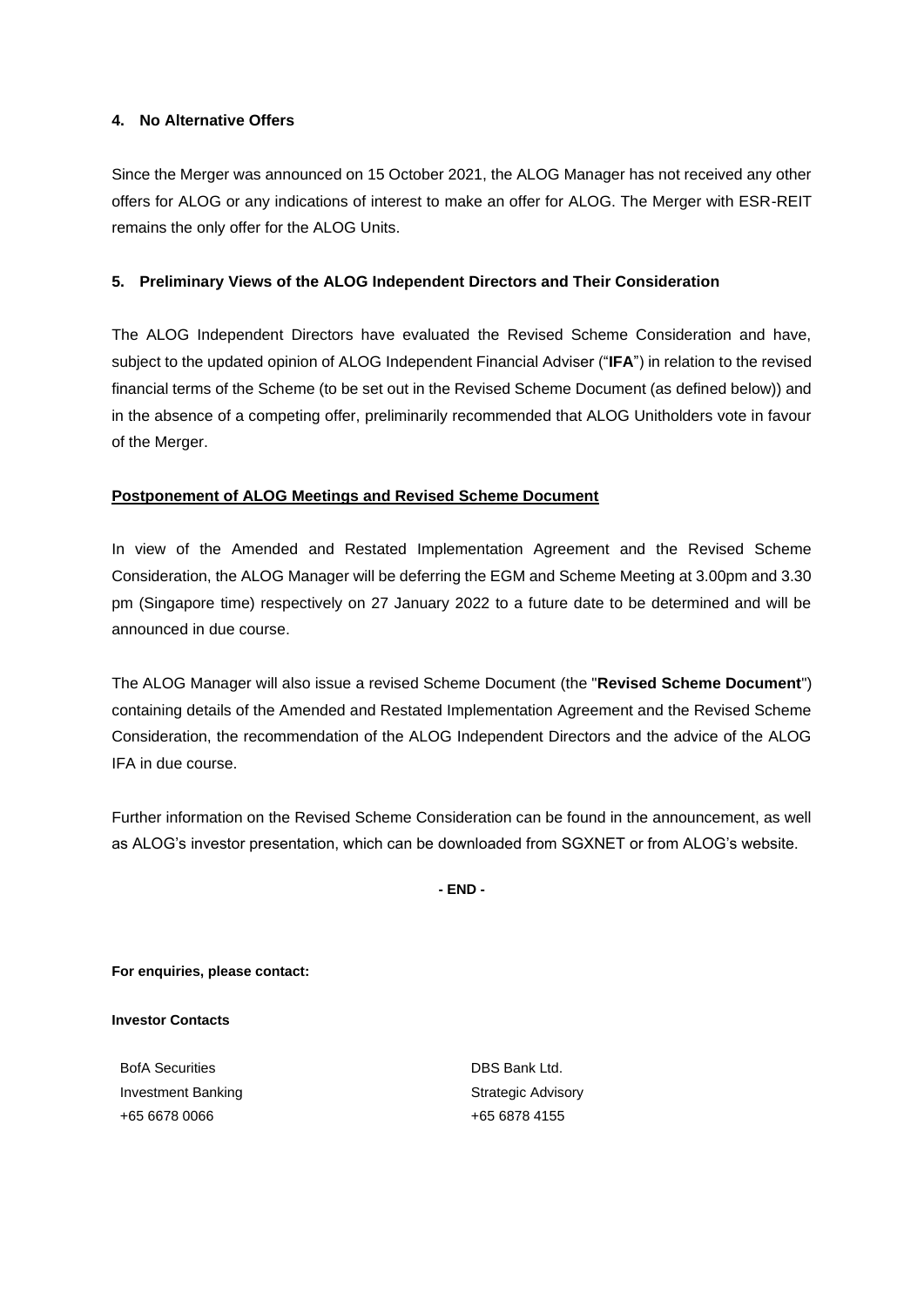#### 4. No Alternative Offers

Since the Merger was announced on 15 October 2021, the ALOG Manager has not received any other offers for ALOG or any indications of interest to make an offer for ALOG. The Merger with ESR-REIT remains the only offer for the ALOG Units.

#### 5. Preliminary Views of the ALOG Independent Directors and Their Consideration

The ALOG Independent Directors have evaluated the Revised Scheme Consideration and have, subject to the updated opinion of ALOG Independent Financial Adviser ("**IFA**") in relation to the revised financial terms of the Scheme (to be set out in the Revised Scheme Document (as defined below)) and in the absence of a competing offer, preliminarily recommended that ALOG Unitholders vote in favour of the Merger.

**Postponement of ALOG Meetings and Revised Scheme Document**

In view of the Amended and Restated Implementation Agreement and the Revised Scheme Consideration, the ALOG Manager will be deferring the EGM and Scheme Meeting at 3.00pm and 3.30 pm (Singapore time) respectively on 27 January 2022 to a future date to be determined and will be announced in due course.

The ALOG Manager will also issue a revised Scheme Document (the "**Revised Scheme Document**") containing details of the Amended and Restated Implementation Agreement and the Revised Scheme Consideration, the recommendation of the ALOG Independent Directors and the advice of the ALOG IFA in due course.

Further information on the Revised Scheme Consideration can be found in the announcement, as well as ALOG's investor presentation, which can be downloaded from SGXNET or from ALOG's website.

**- END -**

**For enquiries, please contact:**

**Investor Contacts**

| BofA Securities | DBS Bank Ltd. |
|---|---|
| Investment Banking | Strategic Advisory |
| +65 6678 0066 | +65 6878 4155 |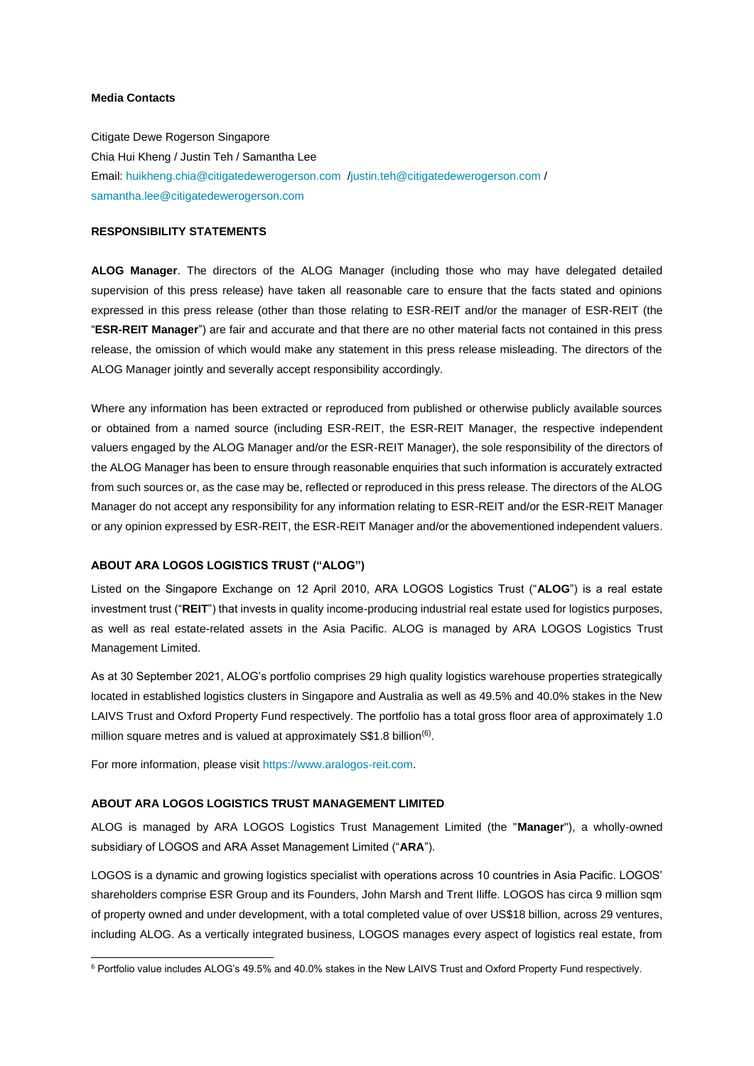**Media Contacts**

Citigate Dewe Rogerson Singapore
Chia Hui Kheng / Justin Teh / Samantha Lee
Email: huikheng.chia@citigatedewerogerson.com /justin.teh@citigatedewerogerson.com / samantha.lee@citigatedewerogerson.com

**RESPONSIBILITY STATEMENTS**

**ALOG Manager**. The directors of the ALOG Manager (including those who may have delegated detailed supervision of this press release) have taken all reasonable care to ensure that the facts stated and opinions expressed in this press release (other than those relating to ESR-REIT and/or the manager of ESR-REIT (the "**ESR-REIT Manager**") are fair and accurate and that there are no other material facts not contained in this press release, the omission of which would make any statement in this press release misleading. The directors of the ALOG Manager jointly and severally accept responsibility accordingly.

Where any information has been extracted or reproduced from published or otherwise publicly available sources or obtained from a named source (including ESR-REIT, the ESR-REIT Manager, the respective independent valuers engaged by the ALOG Manager and/or the ESR-REIT Manager), the sole responsibility of the directors of the ALOG Manager has been to ensure through reasonable enquiries that such information is accurately extracted from such sources or, as the case may be, reflected or reproduced in this press release. The directors of the ALOG Manager do not accept any responsibility for any information relating to ESR-REIT and/or the ESR-REIT Manager or any opinion expressed by ESR-REIT, the ESR-REIT Manager and/or the abovementioned independent valuers.

**ABOUT ARA LOGOS LOGISTICS TRUST ("ALOG")**

Listed on the Singapore Exchange on 12 April 2010, ARA LOGOS Logistics Trust ("**ALOG**") is a real estate investment trust ("**REIT**") that invests in quality income-producing industrial real estate used for logistics purposes, as well as real estate-related assets in the Asia Pacific. ALOG is managed by ARA LOGOS Logistics Trust Management Limited.

As at 30 September 2021, ALOG's portfolio comprises 29 high quality logistics warehouse properties strategically located in established logistics clusters in Singapore and Australia as well as 49.5% and 40.0% stakes in the New LAIVS Trust and Oxford Property Fund respectively. The portfolio has a total gross floor area of approximately 1.0 million square metres and is valued at approximately S$1.8 billion[6].

For more information, please visit https://www.aralogos-reit.com.

**ABOUT ARA LOGOS LOGISTICS TRUST MANAGEMENT LIMITED**

ALOG is managed by ARA LOGOS Logistics Trust Management Limited (the "**Manager**"), a wholly-owned subsidiary of LOGOS and ARA Asset Management Limited ("**ARA**").

LOGOS is a dynamic and growing logistics specialist with operations across 10 countries in Asia Pacific. LOGOS' shareholders comprise ESR Group and its Founders, John Marsh and Trent Iliffe. LOGOS has circa 9 million sqm of property owned and under development, with a total completed value of over US$18 billion, across 29 ventures, including ALOG. As a vertically integrated business, LOGOS manages every aspect of logistics real estate, from

[6] Portfolio value includes ALOG's 49.5% and 40.0% stakes in the New LAIVS Trust and Oxford Property Fund respectively.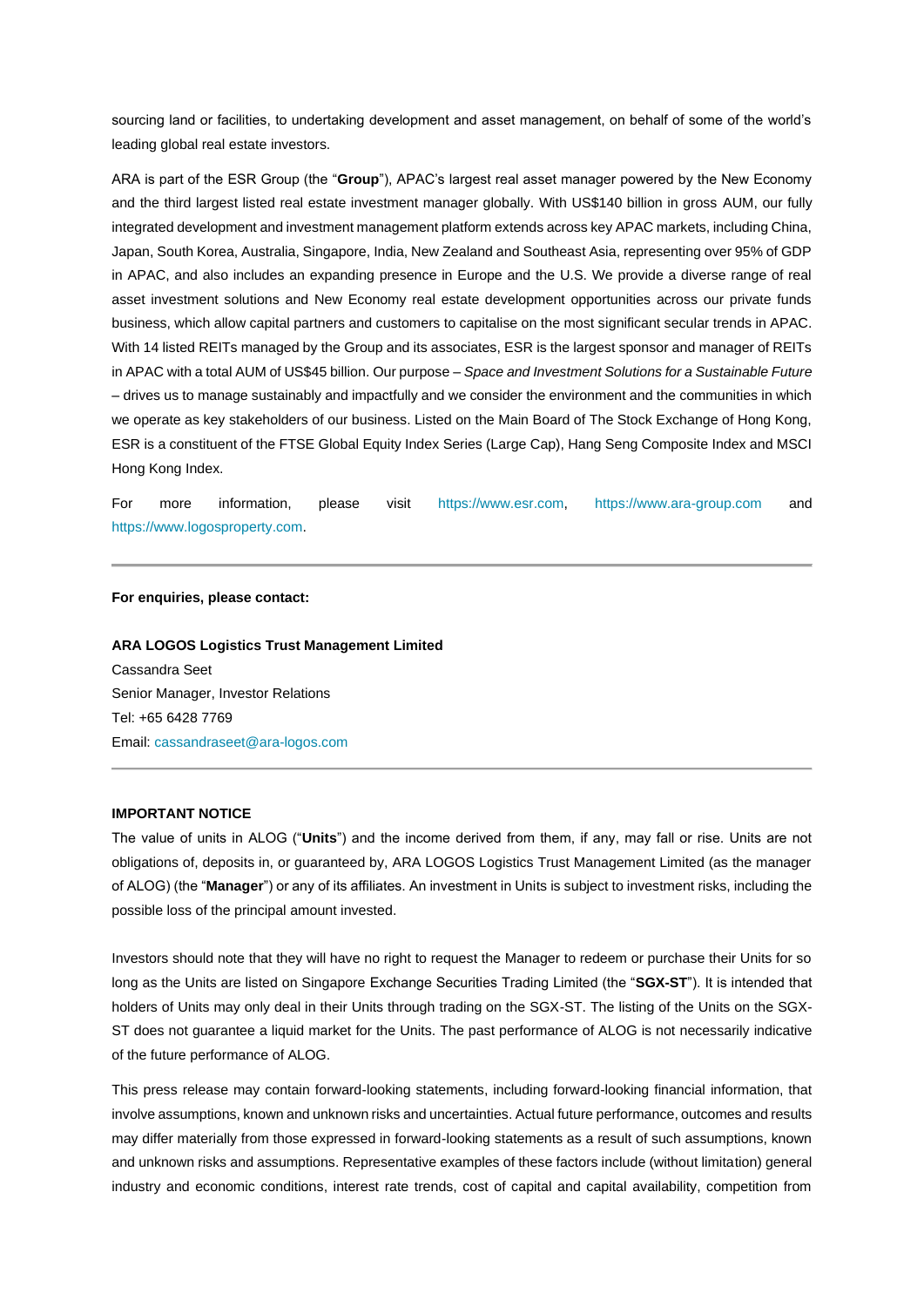sourcing land or facilities, to undertaking development and asset management, on behalf of some of the world's leading global real estate investors.

ARA is part of the ESR Group (the "**Group**"), APAC's largest real asset manager powered by the New Economy and the third largest listed real estate investment manager globally. With US$140 billion in gross AUM, our fully integrated development and investment management platform extends across key APAC markets, including China, Japan, South Korea, Australia, Singapore, India, New Zealand and Southeast Asia, representing over 95% of GDP in APAC, and also includes an expanding presence in Europe and the U.S. We provide a diverse range of real asset investment solutions and New Economy real estate development opportunities across our private funds business, which allow capital partners and customers to capitalise on the most significant secular trends in APAC. With 14 listed REITs managed by the Group and its associates, ESR is the largest sponsor and manager of REITs in APAC with a total AUM of US$45 billion. Our purpose – *Space and Investment Solutions for a Sustainable Future* – drives us to manage sustainably and impactfully and we consider the environment and the communities in which we operate as key stakeholders of our business. Listed on the Main Board of The Stock Exchange of Hong Kong, ESR is a constituent of the FTSE Global Equity Index Series (Large Cap), Hang Seng Composite Index and MSCI Hong Kong Index.

For more information, please visit https://www.esr.com, https://www.ara-group.com and https://www.logosproperty.com.

---

**For enquiries, please contact:**

**ARA LOGOS Logistics Trust Management Limited**
Cassandra Seet
Senior Manager, Investor Relations
Tel: +65 6428 7769
Email: cassandraseet@ara-logos.com

---

**IMPORTANT NOTICE**

The value of units in ALOG ("**Units**") and the income derived from them, if any, may fall or rise. Units are not obligations of, deposits in, or guaranteed by, ARA LOGOS Logistics Trust Management Limited (as the manager of ALOG) (the "**Manager**") or any of its affiliates. An investment in Units is subject to investment risks, including the possible loss of the principal amount invested.

Investors should note that they will have no right to request the Manager to redeem or purchase their Units for so long as the Units are listed on Singapore Exchange Securities Trading Limited (the "**SGX-ST**"). It is intended that holders of Units may only deal in their Units through trading on the SGX-ST. The listing of the Units on the SGX-ST does not guarantee a liquid market for the Units. The past performance of ALOG is not necessarily indicative of the future performance of ALOG.

This press release may contain forward-looking statements, including forward-looking financial information, that involve assumptions, known and unknown risks and uncertainties. Actual future performance, outcomes and results may differ materially from those expressed in forward-looking statements as a result of such assumptions, known and unknown risks and assumptions. Representative examples of these factors include (without limitation) general industry and economic conditions, interest rate trends, cost of capital and capital availability, competition from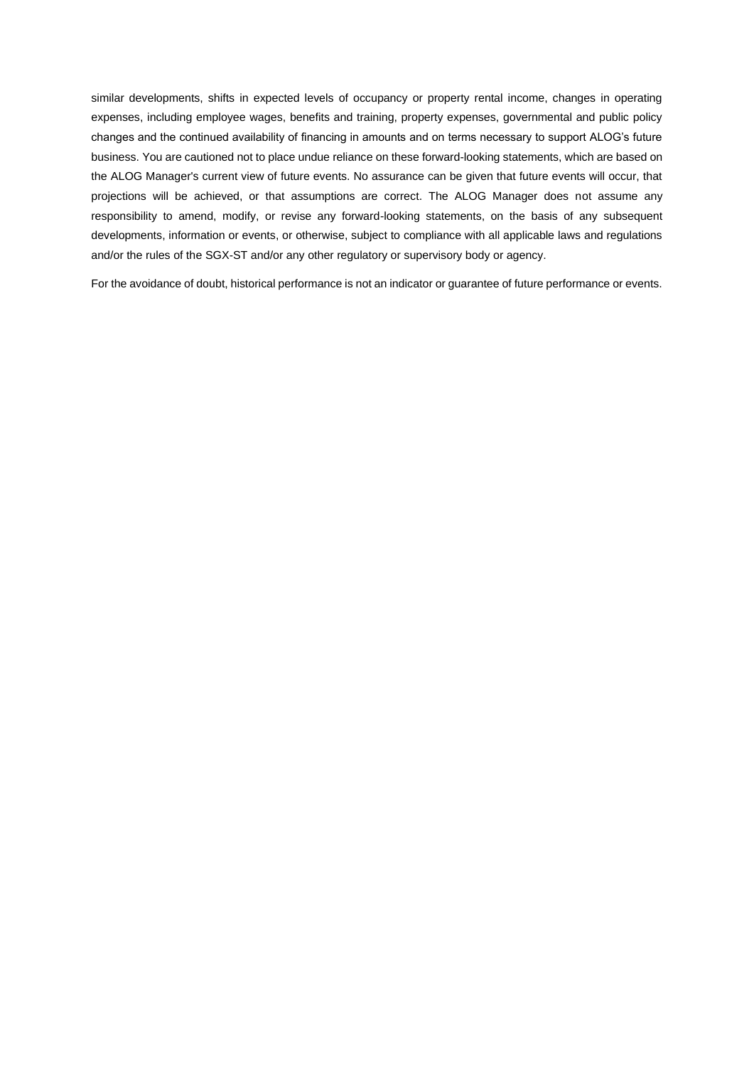similar developments, shifts in expected levels of occupancy or property rental income, changes in operating expenses, including employee wages, benefits and training, property expenses, governmental and public policy changes and the continued availability of financing in amounts and on terms necessary to support ALOG's future business. You are cautioned not to place undue reliance on these forward-looking statements, which are based on the ALOG Manager's current view of future events. No assurance can be given that future events will occur, that projections will be achieved, or that assumptions are correct. The ALOG Manager does not assume any responsibility to amend, modify, or revise any forward-looking statements, on the basis of any subsequent developments, information or events, or otherwise, subject to compliance with all applicable laws and regulations and/or the rules of the SGX-ST and/or any other regulatory or supervisory body or agency.

For the avoidance of doubt, historical performance is not an indicator or guarantee of future performance or events.